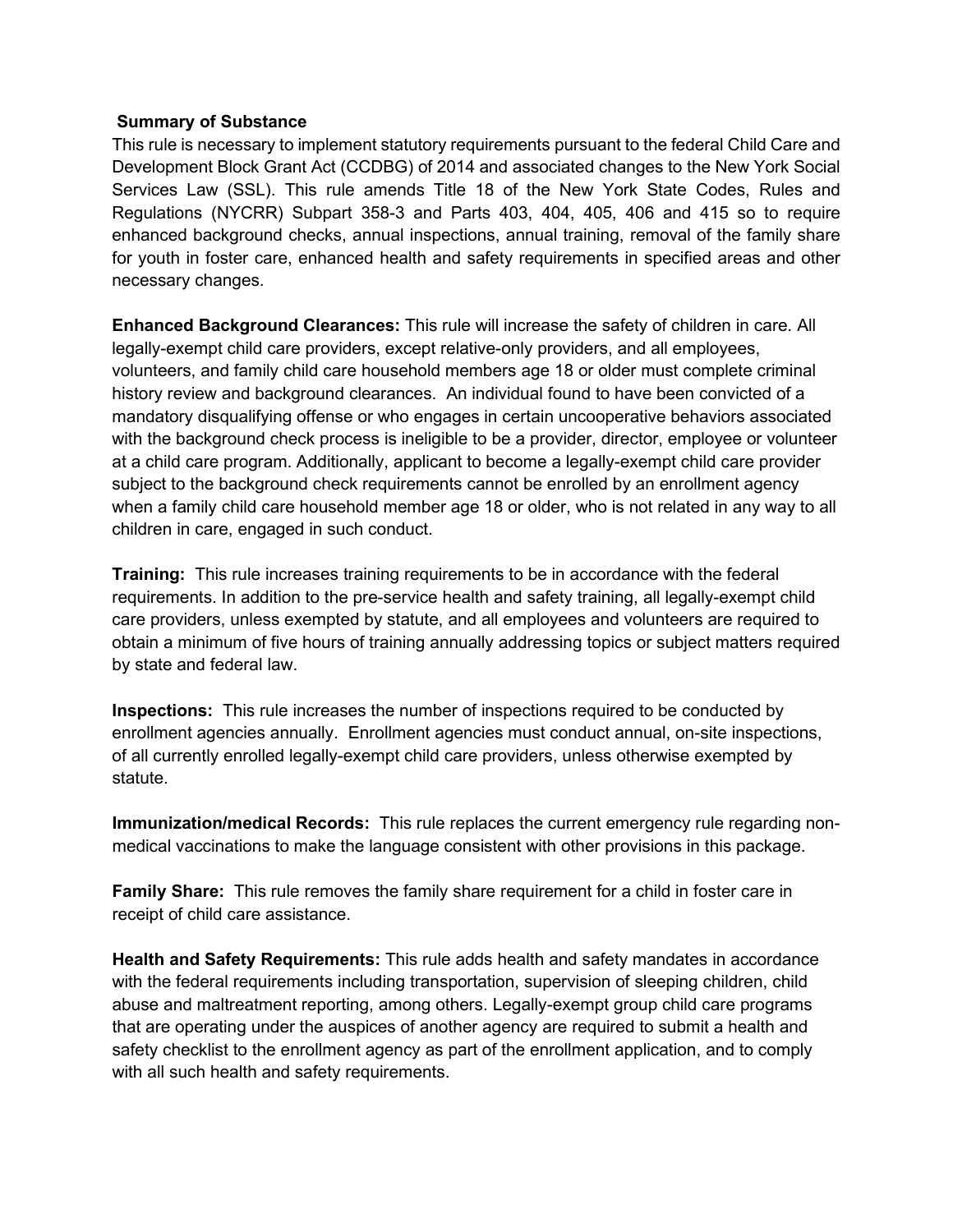**Summary of Substance**

This rule is necessary to implement statutory requirements pursuant to the federal Child Care and Development Block Grant Act (CCDBG) of 2014 and associated changes to the New York Social Services Law (SSL). This rule amends Title 18 of the New York State Codes, Rules and Regulations (NYCRR) Subpart 358-3 and Parts 403, 404, 405, 406 and 415 so to require enhanced background checks, annual inspections, annual training, removal of the family share for youth in foster care, enhanced health and safety requirements in specified areas and other necessary changes.

**Enhanced Background Clearances:** This rule will increase the safety of children in care. All legally-exempt child care providers, except relative-only providers, and all employees, volunteers, and family child care household members age 18 or older must complete criminal history review and background clearances. An individual found to have been convicted of a mandatory disqualifying offense or who engages in certain uncooperative behaviors associated with the background check process is ineligible to be a provider, director, employee or volunteer at a child care program. Additionally, applicant to become a legally-exempt child care provider subject to the background check requirements cannot be enrolled by an enrollment agency when a family child care household member age 18 or older, who is not related in any way to all children in care, engaged in such conduct.

**Training:** This rule increases training requirements to be in accordance with the federal requirements. In addition to the pre-service health and safety training, all legally-exempt child care providers, unless exempted by statute, and all employees and volunteers are required to obtain a minimum of five hours of training annually addressing topics or subject matters required by state and federal law.

**Inspections:** This rule increases the number of inspections required to be conducted by enrollment agencies annually. Enrollment agencies must conduct annual, on-site inspections, of all currently enrolled legally-exempt child care providers, unless otherwise exempted by statute.

**Immunization/medical Records:** This rule replaces the current emergency rule regarding non-medical vaccinations to make the language consistent with other provisions in this package.

**Family Share:** This rule removes the family share requirement for a child in foster care in receipt of child care assistance.

**Health and Safety Requirements:** This rule adds health and safety mandates in accordance with the federal requirements including transportation, supervision of sleeping children, child abuse and maltreatment reporting, among others. Legally-exempt group child care programs that are operating under the auspices of another agency are required to submit a health and safety checklist to the enrollment agency as part of the enrollment application, and to comply with all such health and safety requirements.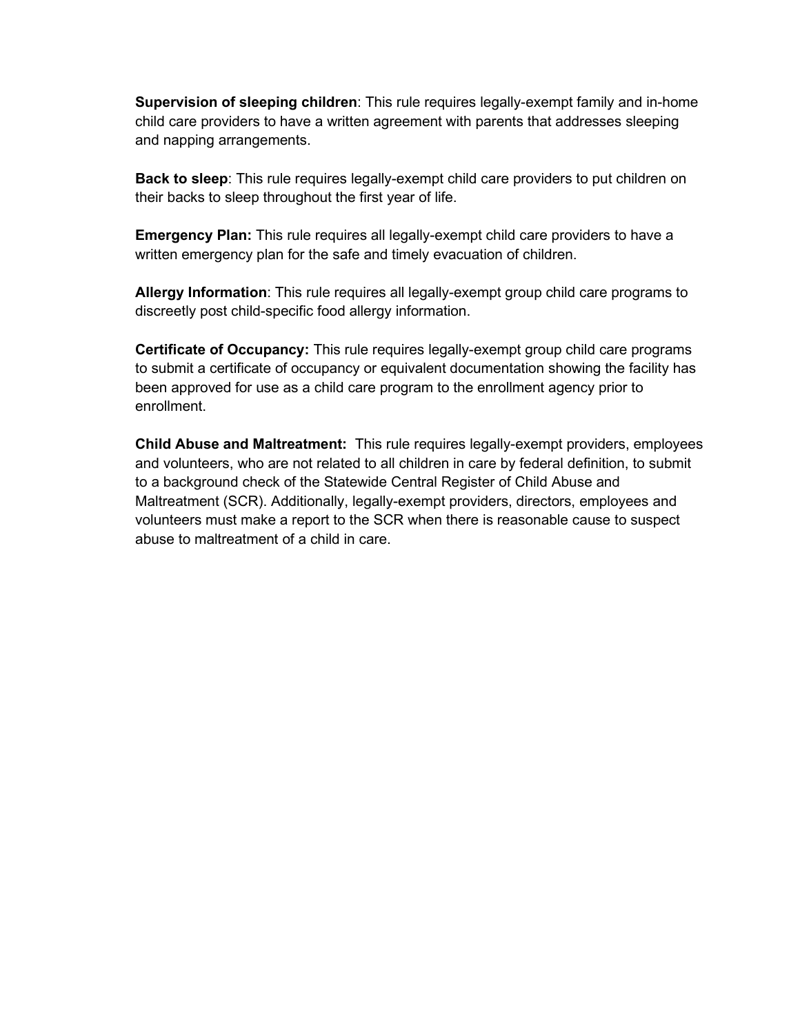**Supervision of sleeping children**: This rule requires legally-exempt family and in-home child care providers to have a written agreement with parents that addresses sleeping and napping arrangements.

**Back to sleep**: This rule requires legally-exempt child care providers to put children on their backs to sleep throughout the first year of life.

**Emergency Plan:** This rule requires all legally-exempt child care providers to have a written emergency plan for the safe and timely evacuation of children.

**Allergy Information**: This rule requires all legally-exempt group child care programs to discreetly post child-specific food allergy information.

**Certificate of Occupancy:** This rule requires legally-exempt group child care programs to submit a certificate of occupancy or equivalent documentation showing the facility has been approved for use as a child care program to the enrollment agency prior to enrollment.

**Child Abuse and Maltreatment:** This rule requires legally-exempt providers, employees and volunteers, who are not related to all children in care by federal definition, to submit to a background check of the Statewide Central Register of Child Abuse and Maltreatment (SCR). Additionally, legally-exempt providers, directors, employees and volunteers must make a report to the SCR when there is reasonable cause to suspect abuse to maltreatment of a child in care.